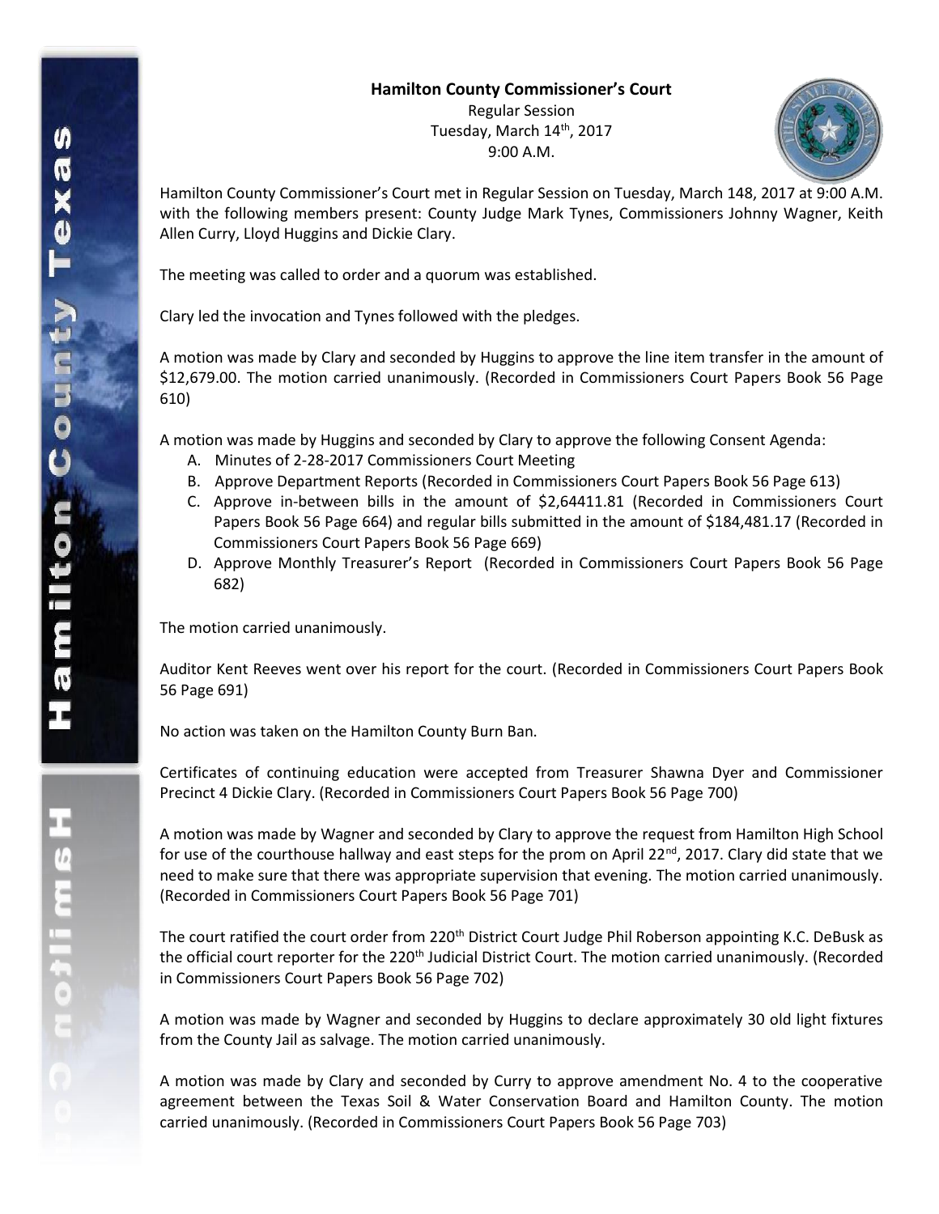**Hamilton County Commissioner's Court**

Regular Session

Tuesday, March 14th, 2017

9:00 A.M.

Hamilton County Commissioner's Court met in Regular Session on Tuesday, March 148, 2017 at 9:00 A.M. with the following members present: County Judge Mark Tynes, Commissioners Johnny Wagner, Keith Allen Curry, Lloyd Huggins and Dickie Clary.

The meeting was called to order and a quorum was established.

Clary led the invocation and Tynes followed with the pledges.

A motion was made by Clary and seconded by Huggins to approve the line item transfer in the amount of $12,679.00. The motion carried unanimously. (Recorded in Commissioners Court Papers Book 56 Page 610)

A motion was made by Huggins and seconded by Clary to approve the following Consent Agenda:

A. Minutes of 2-28-2017 Commissioners Court Meeting
B. Approve Department Reports (Recorded in Commissioners Court Papers Book 56 Page 613)
C. Approve in-between bills in the amount of $2,64411.81 (Recorded in Commissioners Court Papers Book 56 Page 664) and regular bills submitted in the amount of $184,481.17 (Recorded in Commissioners Court Papers Book 56 Page 669)
D. Approve Monthly Treasurer's Report (Recorded in Commissioners Court Papers Book 56 Page 682)

The motion carried unanimously.

Auditor Kent Reeves went over his report for the court. (Recorded in Commissioners Court Papers Book 56 Page 691)

No action was taken on the Hamilton County Burn Ban.

Certificates of continuing education were accepted from Treasurer Shawna Dyer and Commissioner Precinct 4 Dickie Clary. (Recorded in Commissioners Court Papers Book 56 Page 700)

A motion was made by Wagner and seconded by Clary to approve the request from Hamilton High School for use of the courthouse hallway and east steps for the prom on April 22nd, 2017. Clary did state that we need to make sure that there was appropriate supervision that evening. The motion carried unanimously. (Recorded in Commissioners Court Papers Book 56 Page 701)

The court ratified the court order from 220th District Court Judge Phil Roberson appointing K.C. DeBusk as the official court reporter for the 220th Judicial District Court. The motion carried unanimously. (Recorded in Commissioners Court Papers Book 56 Page 702)

A motion was made by Wagner and seconded by Huggins to declare approximately 30 old light fixtures from the County Jail as salvage. The motion carried unanimously.

A motion was made by Clary and seconded by Curry to approve amendment No. 4 to the cooperative agreement between the Texas Soil & Water Conservation Board and Hamilton County. The motion carried unanimously. (Recorded in Commissioners Court Papers Book 56 Page 703)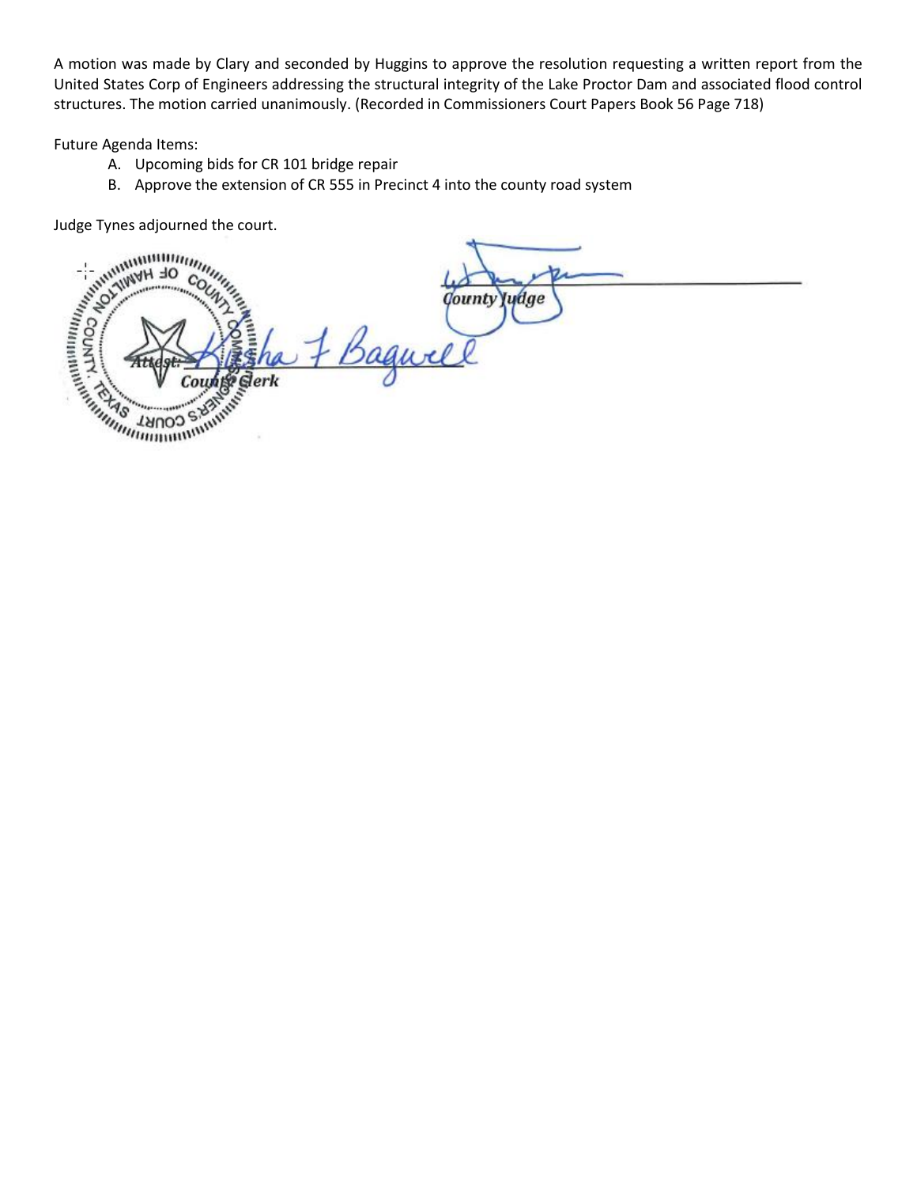A motion was made by Clary and seconded by Huggins to approve the resolution requesting a written report from the United States Corp of Engineers addressing the structural integrity of the Lake Proctor Dam and associated flood control structures. The motion carried unanimously. (Recorded in Commissioners Court Papers Book 56 Page 718)

Future Agenda Items:

A. Upcoming bids for CR 101 bridge repair
B. Approve the extension of CR 555 in Precinct 4 into the county road system

Judge Tynes adjourned the court.

County Judge

Attest: Kesha F Bagwell
County Clerk

COMMISSIONERS COURT OF HAMILTON COUNTY, TEXAS